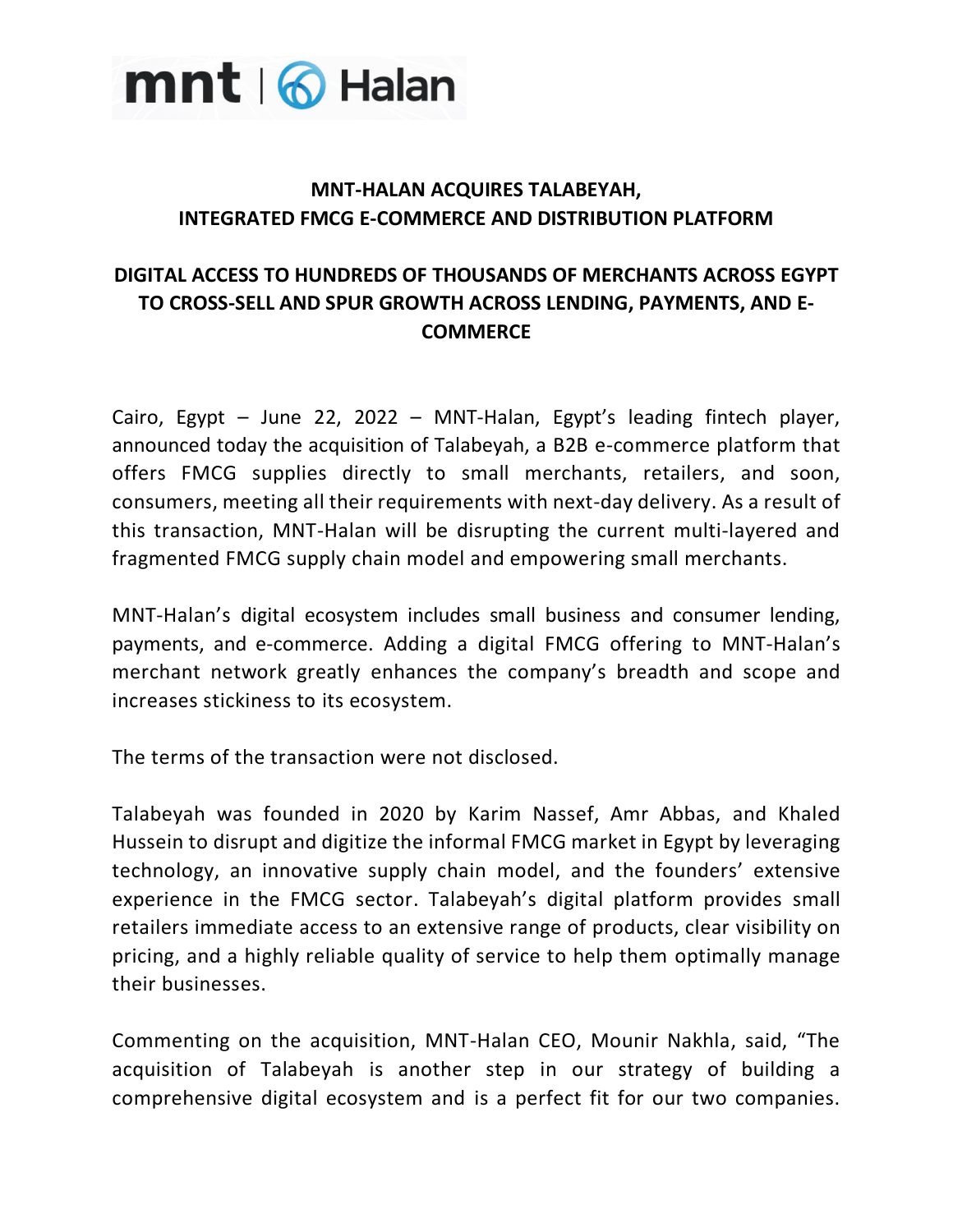# MNT-HALAN ACQUIRES TALABEYAH, INTEGRATED FMCG E-COMMERCE AND DISTRIBUTION PLATFORM

## DIGITAL ACCESS TO HUNDREDS OF THOUSANDS OF MERCHANTS ACROSS EGYPT TO CROSS-SELL AND SPUR GROWTH ACROSS LENDING, PAYMENTS, AND E-COMMERCE

Cairo, Egypt – June 22, 2022 – MNT-Halan, Egypt's leading fintech player, announced today the acquisition of Talabeyah, a B2B e-commerce platform that offers FMCG supplies directly to small merchants, retailers, and soon, consumers, meeting all their requirements with next-day delivery. As a result of this transaction, MNT-Halan will be disrupting the current multi-layered and fragmented FMCG supply chain model and empowering small merchants.

MNT-Halan's digital ecosystem includes small business and consumer lending, payments, and e-commerce. Adding a digital FMCG offering to MNT-Halan's merchant network greatly enhances the company's breadth and scope and increases stickiness to its ecosystem.

The terms of the transaction were not disclosed.

Talabeyah was founded in 2020 by Karim Nassef, Amr Abbas, and Khaled Hussein to disrupt and digitize the informal FMCG market in Egypt by leveraging technology, an innovative supply chain model, and the founders' extensive experience in the FMCG sector. Talabeyah's digital platform provides small retailers immediate access to an extensive range of products, clear visibility on pricing, and a highly reliable quality of service to help them optimally manage their businesses.

Commenting on the acquisition, MNT-Halan CEO, Mounir Nakhla, said, "The acquisition of Talabeyah is another step in our strategy of building a comprehensive digital ecosystem and is a perfect fit for our two companies.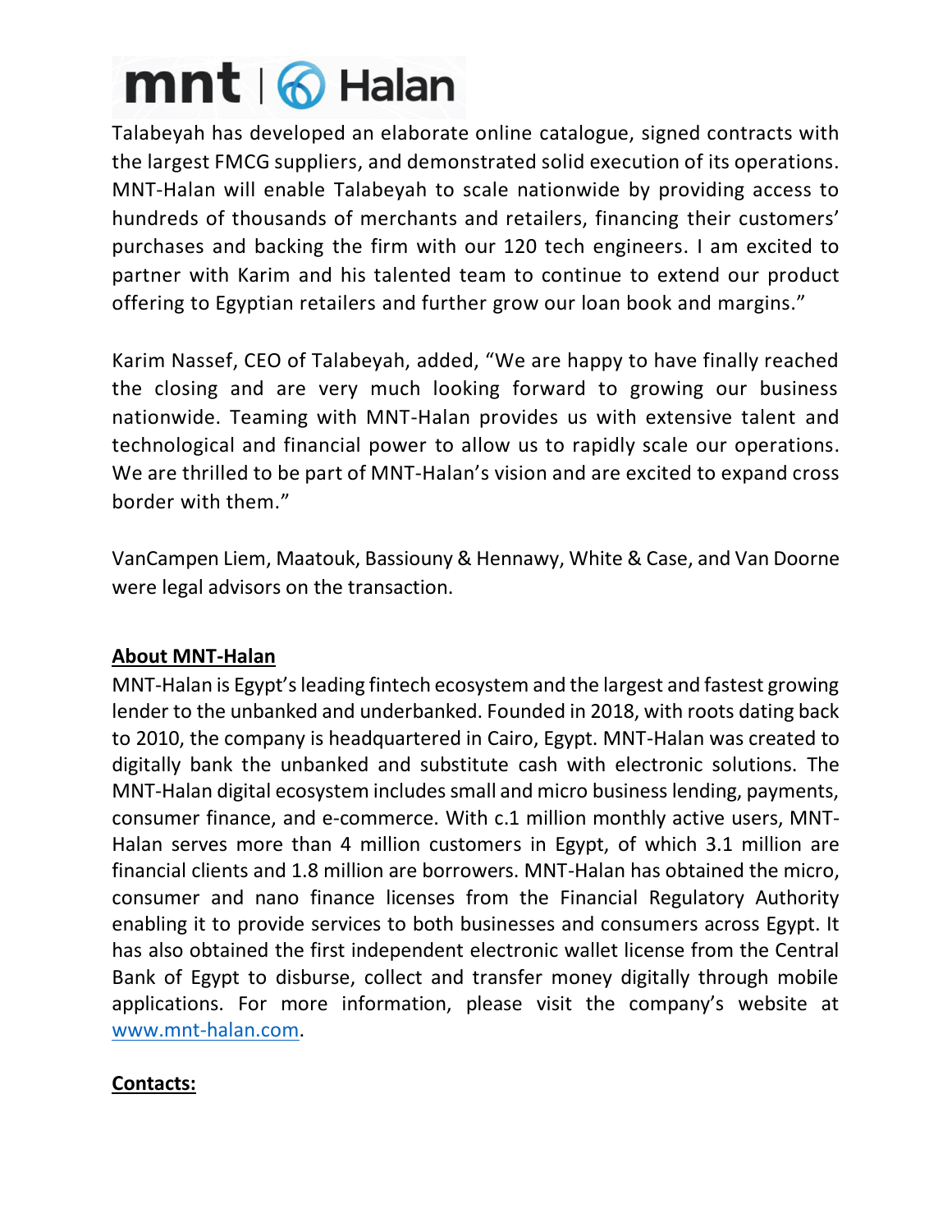Talabeyah has developed an elaborate online catalogue, signed contracts with the largest FMCG suppliers, and demonstrated solid execution of its operations. MNT-Halan will enable Talabeyah to scale nationwide by providing access to hundreds of thousands of merchants and retailers, financing their customers' purchases and backing the firm with our 120 tech engineers. I am excited to partner with Karim and his talented team to continue to extend our product offering to Egyptian retailers and further grow our loan book and margins."

Karim Nassef, CEO of Talabeyah, added, "We are happy to have finally reached the closing and are very much looking forward to growing our business nationwide. Teaming with MNT-Halan provides us with extensive talent and technological and financial power to allow us to rapidly scale our operations. We are thrilled to be part of MNT-Halan's vision and are excited to expand cross border with them."

VanCampen Liem, Maatouk, Bassiouny & Hennawy, White & Case, and Van Doorne were legal advisors on the transaction.

**About MNT-Halan**

MNT-Halan is Egypt's leading fintech ecosystem and the largest and fastest growing lender to the unbanked and underbanked. Founded in 2018, with roots dating back to 2010, the company is headquartered in Cairo, Egypt. MNT-Halan was created to digitally bank the unbanked and substitute cash with electronic solutions. The MNT-Halan digital ecosystem includes small and micro business lending, payments, consumer finance, and e-commerce. With c.1 million monthly active users, MNT-Halan serves more than 4 million customers in Egypt, of which 3.1 million are financial clients and 1.8 million are borrowers. MNT-Halan has obtained the micro, consumer and nano finance licenses from the Financial Regulatory Authority enabling it to provide services to both businesses and consumers across Egypt. It has also obtained the first independent electronic wallet license from the Central Bank of Egypt to disburse, collect and transfer money digitally through mobile applications. For more information, please visit the company's website at www.mnt-halan.com.

**Contacts:**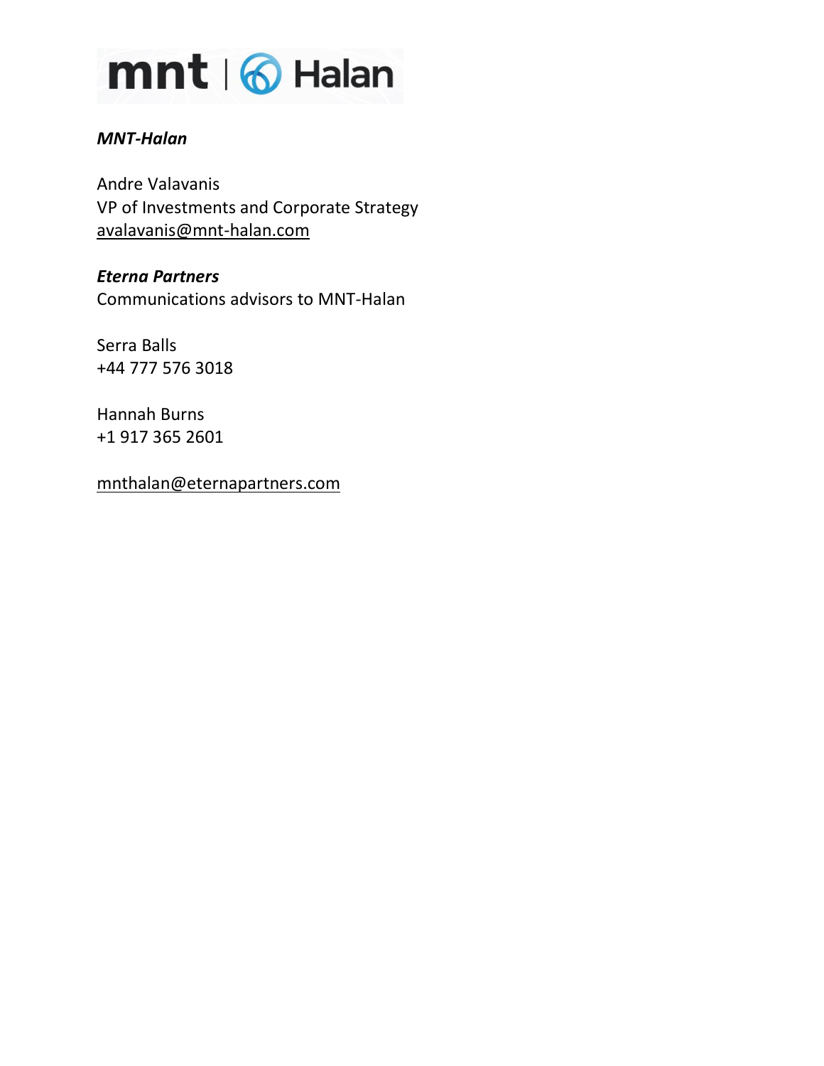***MNT-Halan***

Andre Valavanis
VP of Investments and Corporate Strategy
avalavanis@mnt-halan.com

***Eterna Partners***
Communications advisors to MNT-Halan

Serra Balls
+44 777 576 3018

Hannah Burns
+1 917 365 2601

mnthalan@eternapartners.com